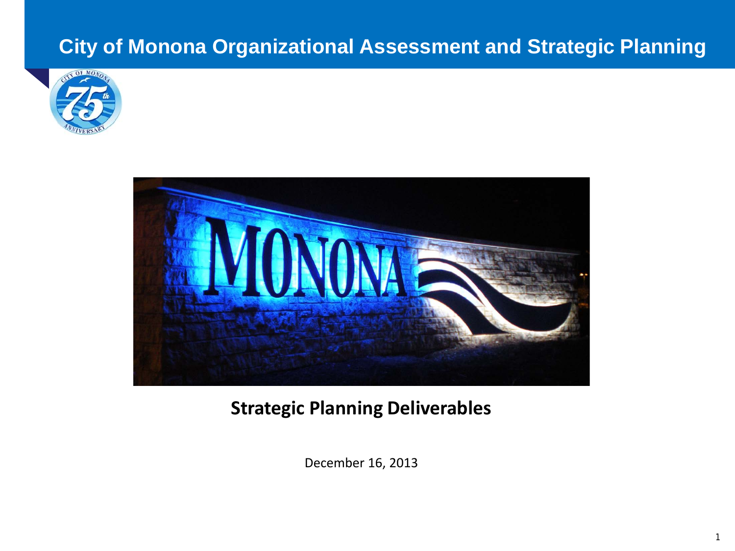# City of Monona Organizational Assessment and Strategic Planning

## Strategic Planning Deliverables

December 16, 2013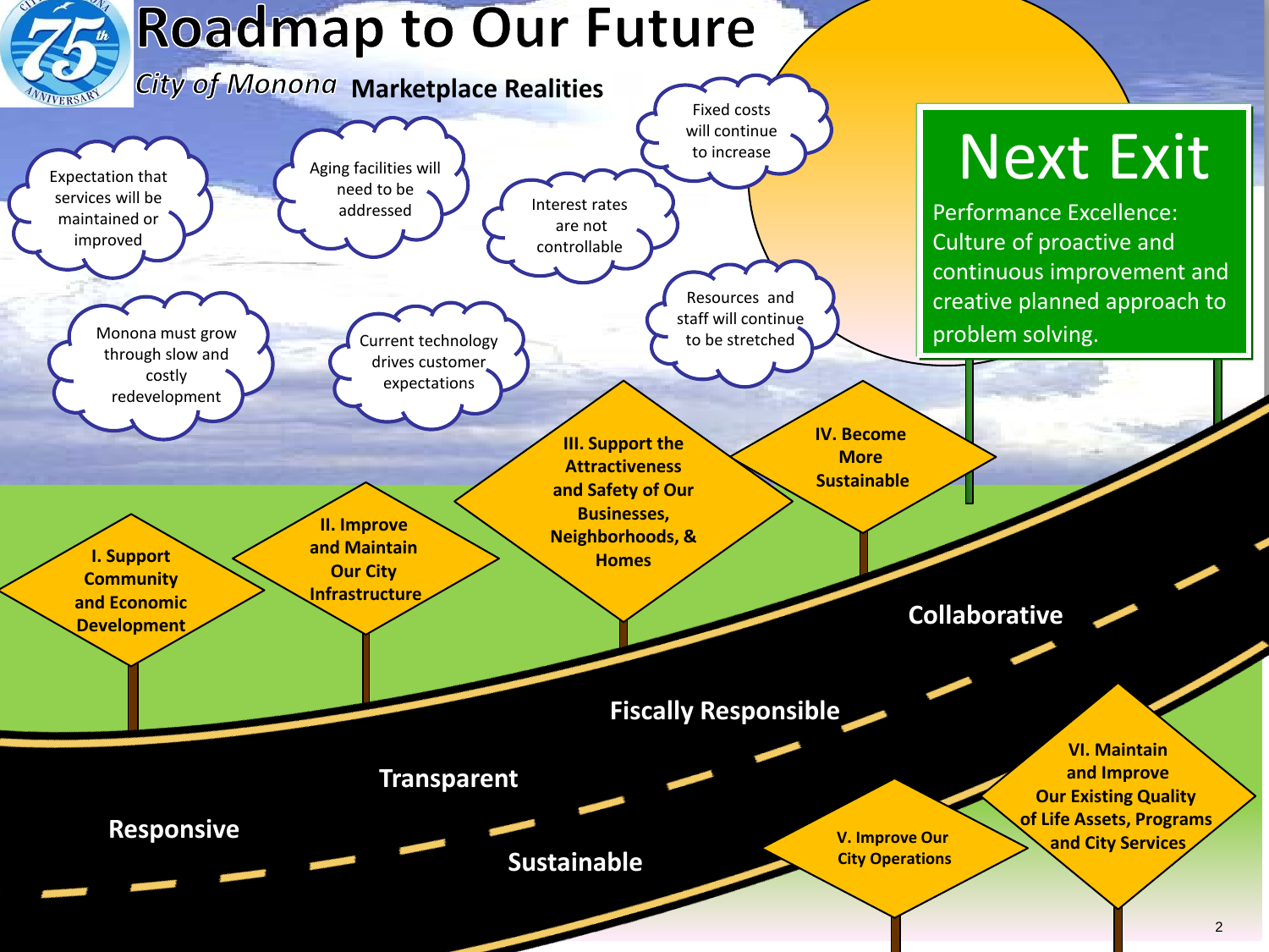# Roadmap to Our Future

*City of Monona* **Marketplace Realities**

- Expectation that services will be maintained or improved
- Aging facilities will need to be addressed
- Interest rates are not controllable
- Fixed costs will continue to increase
- Monona must grow through slow and costly redevelopment
- Current technology drives customer expectations
- Resources and staff will continue to be stretched

## Next Exit

Performance Excellence: Culture of proactive and continuous improvement and creative planned approach to problem solving.

**I. Support Community and Economic Development**

**II. Improve and Maintain Our City Infrastructure**

**III. Support the Attractiveness and Safety of Our Businesses, Neighborhoods, & Homes**

**IV. Become More Sustainable**

**V. Improve Our City Operations**

**VI. Maintain and Improve Our Existing Quality of Life Assets, Programs and City Services**

**Collaborative**

**Fiscally Responsible**

**Transparent**

**Responsive**

**Sustainable**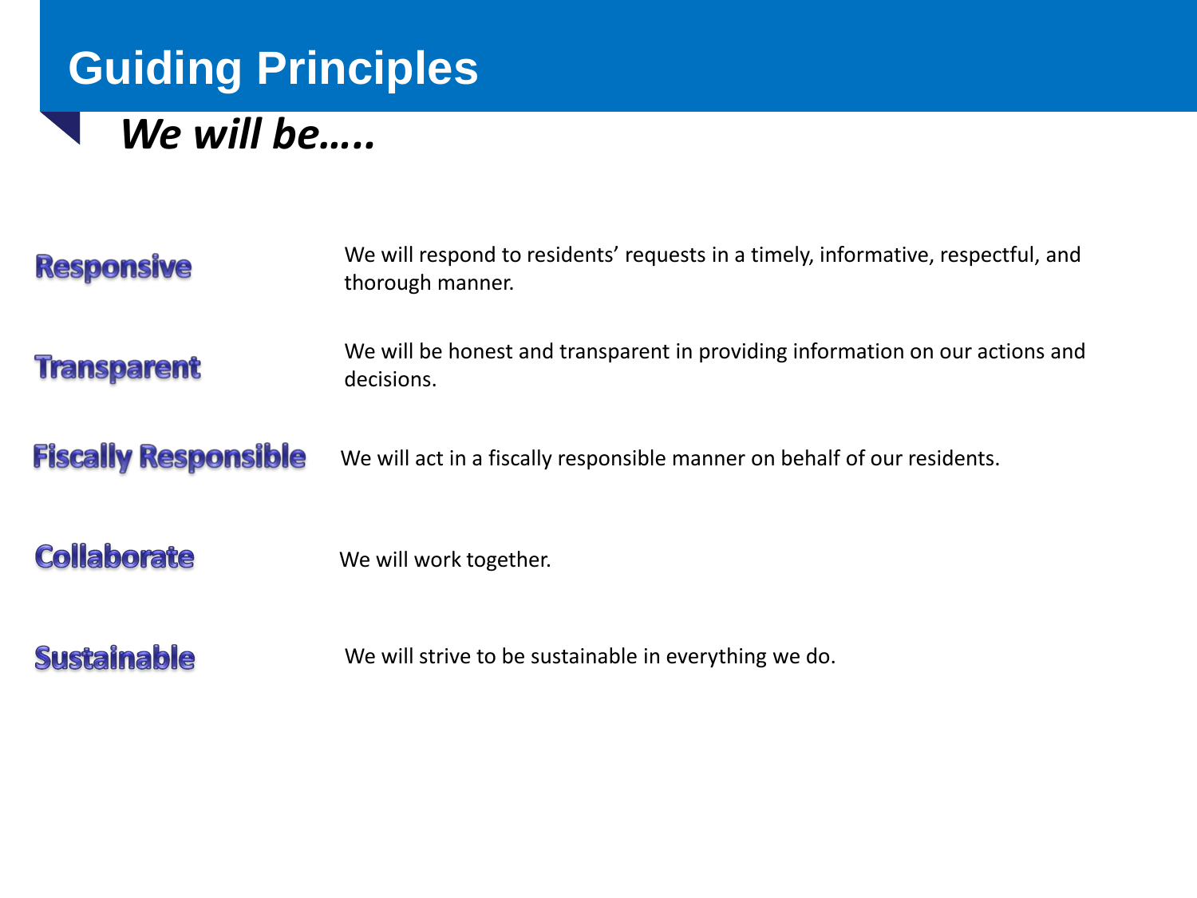# Guiding Principles

***We will be…..***

**Responsive** — We will respond to residents' requests in a timely, informative, respectful, and thorough manner.

**Transparent** — We will be honest and transparent in providing information on our actions and decisions.

**Fiscally Responsible** — We will act in a fiscally responsible manner on behalf of our residents.

**Collaborate** — We will work together.

**Sustainable** — We will strive to be sustainable in everything we do.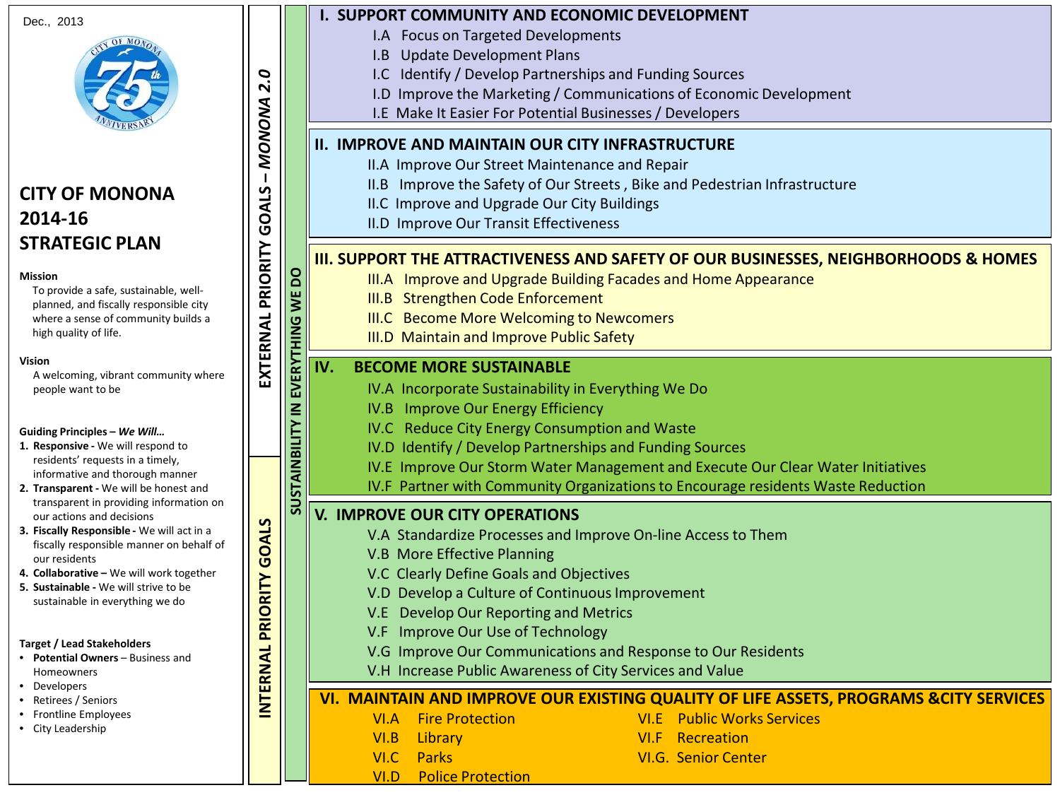Dec., 2013

# CITY OF MONONA 2014-16 STRATEGIC PLAN

**Mission**

To provide a safe, sustainable, well-planned, and fiscally responsible city where a sense of community builds a high quality of life.

**Vision**

A welcoming, vibrant community where people want to be

**Guiding Principles – *We Will…***

1. **Responsive -** We will respond to residents' requests in a timely, informative and thorough manner
2. **Transparent -** We will be honest and transparent in providing information on our actions and decisions
3. **Fiscally Responsible -** We will act in a fiscally responsible manner on behalf of our residents
4. **Collaborative –** We will work together
5. **Sustainable -** We will strive to be sustainable in everything we do

**Target / Lead Stakeholders**

- **Potential Owners** – Business and Homeowners
- Developers
- Retirees / Seniors
- Frontline Employees
- City Leadership

**EXTERNAL PRIORITY GOALS – *MONONA 2.0***

**SUSTAINABILITY IN EVERYTHING WE DO**

## I. SUPPORT COMMUNITY AND ECONOMIC DEVELOPMENT

- I.A Focus on Targeted Developments
- I.B Update Development Plans
- I.C Identify / Develop Partnerships and Funding Sources
- I.D Improve the Marketing / Communications of Economic Development
- I.E Make It Easier For Potential Businesses / Developers

## II. IMPROVE AND MAINTAIN OUR CITY INFRASTRUCTURE

- II.A Improve Our Street Maintenance and Repair
- II.B Improve the Safety of Our Streets , Bike and Pedestrian Infrastructure
- II.C Improve and Upgrade Our City Buildings
- II.D Improve Our Transit Effectiveness

## III. SUPPORT THE ATTRACTIVENESS AND SAFETY OF OUR BUSINESSES, NEIGHBORHOODS & HOMES

- III.A Improve and Upgrade Building Facades and Home Appearance
- III.B Strengthen Code Enforcement
- III.C Become More Welcoming to Newcomers
- III.D Maintain and Improve Public Safety

## IV. BECOME MORE SUSTAINABLE

- IV.A Incorporate Sustainability in Everything We Do
- IV.B Improve Our Energy Efficiency
- IV.C Reduce City Energy Consumption and Waste
- IV.D Identify / Develop Partnerships and Funding Sources
- IV.E Improve Our Storm Water Management and Execute Our Clear Water Initiatives
- IV.F Partner with Community Organizations to Encourage residents Waste Reduction

**INTERNAL PRIORITY GOALS**

## V. IMPROVE OUR CITY OPERATIONS

- V.A Standardize Processes and Improve On-line Access to Them
- V.B More Effective Planning
- V.C Clearly Define Goals and Objectives
- V.D Develop a Culture of Continuous Improvement
- V.E Develop Our Reporting and Metrics
- V.F Improve Our Use of Technology
- V.G Improve Our Communications and Response to Our Residents
- V.H Increase Public Awareness of City Services and Value

## VI. MAINTAIN AND IMPROVE OUR EXISTING QUALITY OF LIFE ASSETS, PROGRAMS &CITY SERVICES

- VI.A Fire Protection
- VI.B Library
- VI.C Parks
- VI.D Police Protection
- VI.E Public Works Services
- VI.F Recreation
- VI.G. Senior Center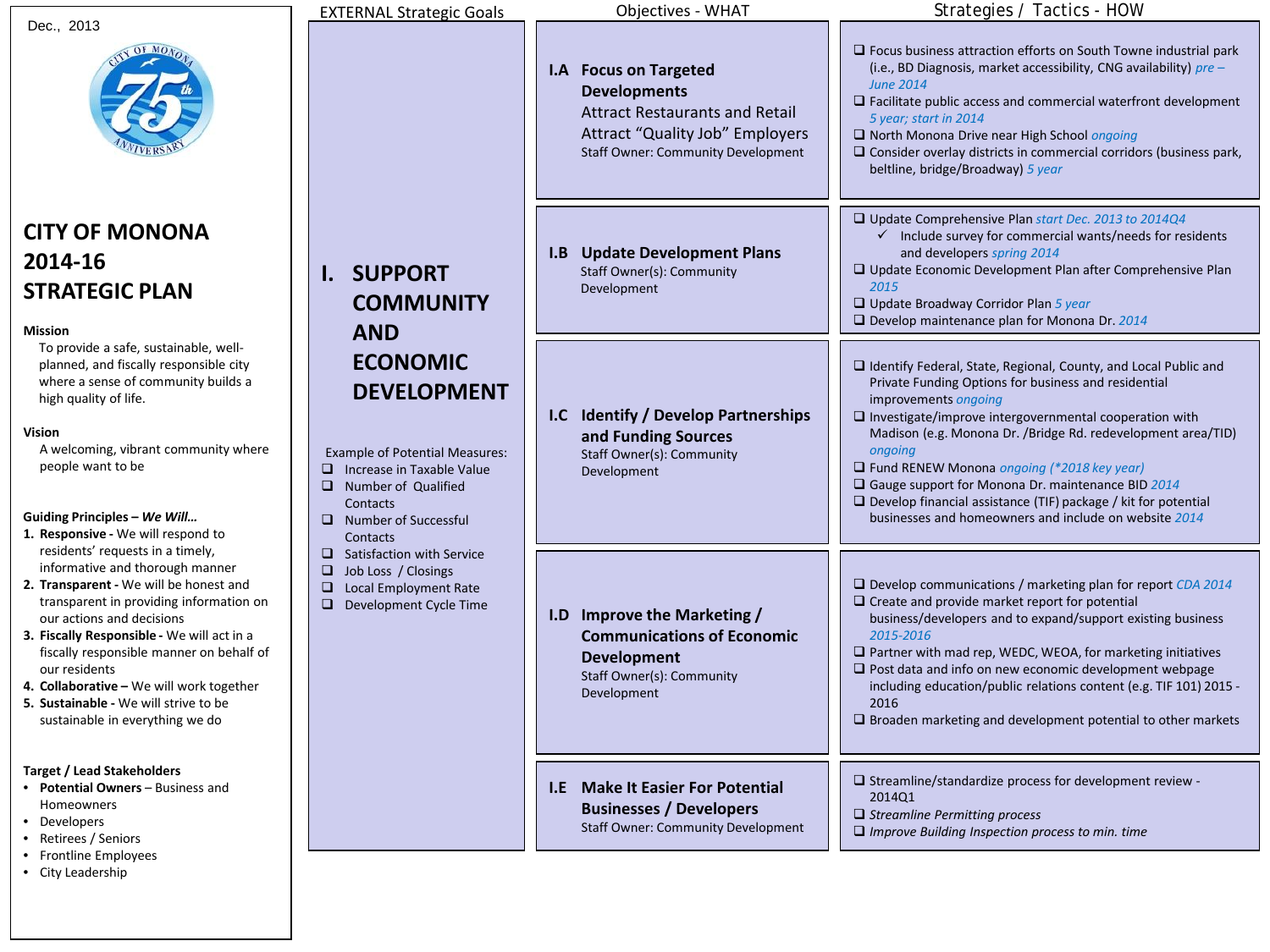Dec., 2013

# CITY OF MONONA 2014-16 STRATEGIC PLAN

**Mission**

To provide a safe, sustainable, well-planned, and fiscally responsible city where a sense of community builds a high quality of life.

**Vision**

A welcoming, vibrant community where people want to be

**Guiding Principles – *We Will…***

1. **Responsive -** We will respond to residents' requests in a timely, informative and thorough manner
2. **Transparent -** We will be honest and transparent in providing information on our actions and decisions
3. **Fiscally Responsible -** We will act in a fiscally responsible manner on behalf of our residents
4. **Collaborative –** We will work together
5. **Sustainable -** We will strive to be sustainable in everything we do

**Target / Lead Stakeholders**

- **Potential Owners** – Business and Homeowners
- Developers
- Retirees / Seniors
- Frontline Employees
- City Leadership

| EXTERNAL Strategic Goals | Objectives - WHAT | Strategies / Tactics - HOW |
|---|---|---|
| **I. SUPPORT COMMUNITY AND ECONOMIC DEVELOPMENT** | **I.A Focus on Targeted Developments** Attract Restaurants and Retail Attract "Quality Job" Employers Staff Owner: Community Development | ❑ Focus business attraction efforts on South Towne industrial park (i.e., BD Diagnosis, market accessibility, CNG availability) *pre – June 2014*<br>❑ Facilitate public access and commercial waterfront development *5 year; start in 2014*<br>❑ North Monona Drive near High School *ongoing*<br>❑ Consider overlay districts in commercial corridors (business park, beltline, bridge/Broadway) *5 year* |
| | **I.B Update Development Plans** Staff Owner(s): Community Development | ❑ Update Comprehensive Plan *start Dec. 2013 to 2014Q4*<br>✓ Include survey for commercial wants/needs for residents and developers *spring 2014*<br>❑ Update Economic Development Plan after Comprehensive Plan *2015*<br>❑ Update Broadway Corridor Plan *5 year*<br>❑ Develop maintenance plan for Monona Dr. *2014* |
| | **I.C Identify / Develop Partnerships and Funding Sources** Staff Owner(s): Community Development | ❑ Identify Federal, State, Regional, County, and Local Public and Private Funding Options for business and residential improvements *ongoing*<br>❑ Investigate/improve intergovernmental cooperation with Madison (e.g. Monona Dr. /Bridge Rd. redevelopment area/TID) *ongoing*<br>❑ Fund RENEW Monona *ongoing (*2018 key year)*<br>❑ Gauge support for Monona Dr. maintenance BID *2014*<br>❑ Develop financial assistance (TIF) package / kit for potential businesses and homeowners and include on website *2014* |
| | **I.D Improve the Marketing / Communications of Economic Development** Staff Owner(s): Community Development | ❑ Develop communications / marketing plan for report *CDA 2014*<br>❑ Create and provide market report for potential business/developers and to expand/support existing business *2015-2016*<br>❑ Partner with mad rep, WEDC, WEOA, for marketing initiatives<br>❑ Post data and info on new economic development webpage including education/public relations content (e.g. TIF 101) 2015 - 2016<br>❑ Broaden marketing and development potential to other markets |
| | **I.E Make It Easier For Potential Businesses / Developers** Staff Owner: Community Development | ❑ Streamline/standardize process for development review - 2014Q1<br>❑ *Streamline Permitting process*<br>❑ *Improve Building Inspection process to min. time* |

Example of Potential Measures:

- ❑ Increase in Taxable Value
- ❑ Number of Qualified Contacts
- ❑ Number of Successful Contacts
- ❑ Satisfaction with Service
- ❑ Job Loss / Closings
- ❑ Local Employment Rate
- ❑ Development Cycle Time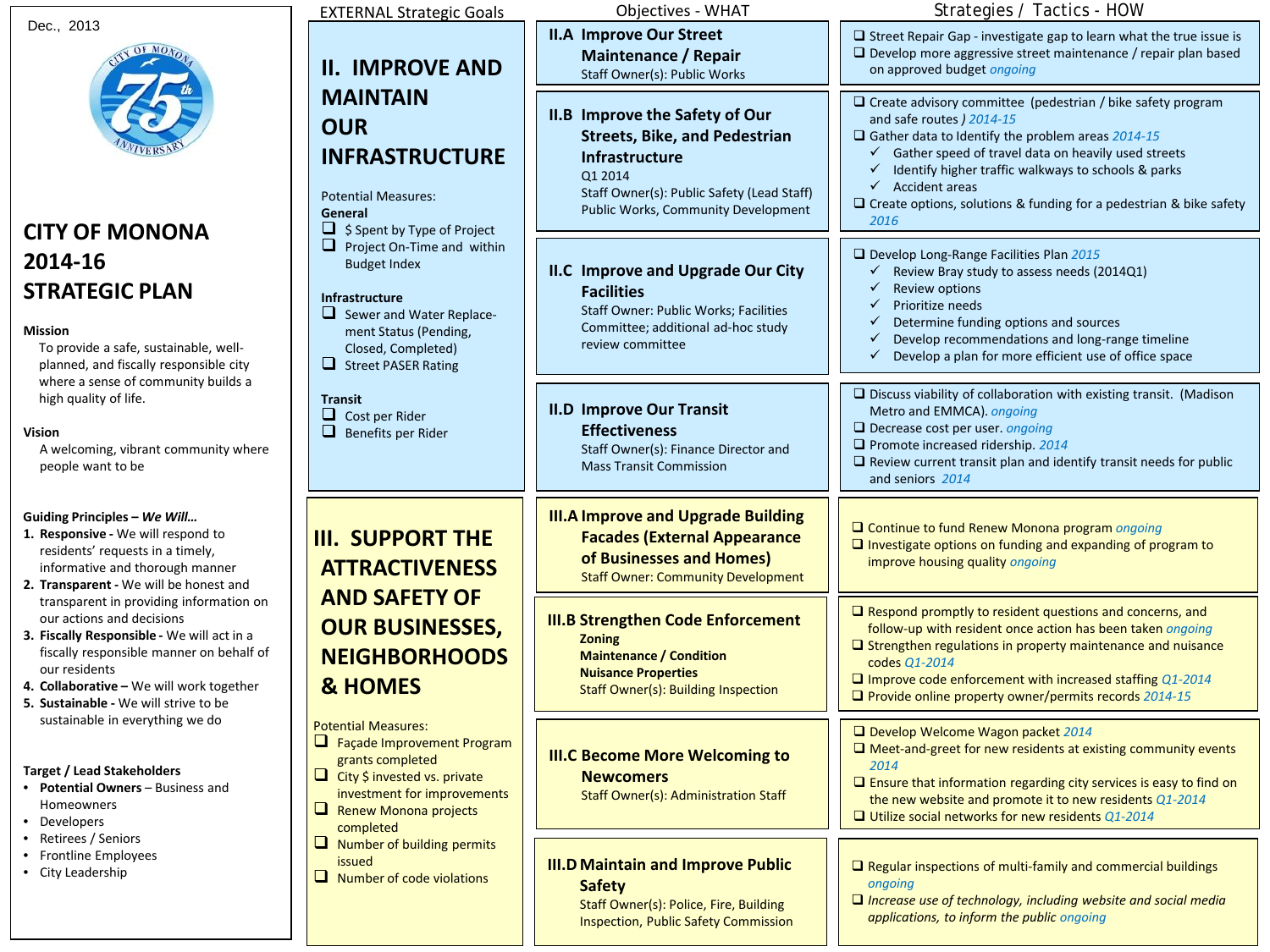Dec., 2013

# CITY OF MONONA 2014-16 STRATEGIC PLAN

**Mission**

To provide a safe, sustainable, well-planned, and fiscally responsible city where a sense of community builds a high quality of life.

**Vision**

A welcoming, vibrant community where people want to be

**Guiding Principles – *We Will…***

1. **Responsive -** We will respond to residents' requests in a timely, informative and thorough manner
2. **Transparent -** We will be honest and transparent in providing information on our actions and decisions
3. **Fiscally Responsible -** We will act in a fiscally responsible manner on behalf of our residents
4. **Collaborative –** We will work together
5. **Sustainable -** We will strive to be sustainable in everything we do

**Target / Lead Stakeholders**

- **Potential Owners** – Business and Homeowners
- Developers
- Retirees / Seniors
- Frontline Employees
- City Leadership

| EXTERNAL Strategic Goals | Objectives - WHAT | Strategies / Tactics - HOW |
|---|---|---|
| **II. IMPROVE AND MAINTAIN OUR INFRASTRUCTURE**<br><br>Potential Measures:<br>**General**<br>❑ $ Spent by Type of Project<br>❑ Project On-Time and within Budget Index<br><br>**Infrastructure**<br>❑ Sewer and Water Replace-ment Status (Pending, Closed, Completed)<br>❑ Street PASER Rating<br><br>**Transit**<br>❑ Cost per Rider<br>❑ Benefits per Rider | **II.A Improve Our Street Maintenance / Repair**<br>Staff Owner(s): Public Works | ❑ Street Repair Gap - investigate gap to learn what the true issue is<br>❑ Develop more aggressive street maintenance / repair plan based on approved budget *ongoing* |
| | **II.B Improve the Safety of Our Streets, Bike, and Pedestrian Infrastructure**<br>Q1 2014<br>Staff Owner(s): Public Safety (Lead Staff) Public Works, Community Development | ❑ Create advisory committee (pedestrian / bike safety program and safe routes ) *2014-15*<br>❑ Gather data to Identify the problem areas *2014-15*<br>✓ Gather speed of travel data on heavily used streets<br>✓ Identify higher traffic walkways to schools & parks<br>✓ Accident areas<br>❑ Create options, solutions & funding for a pedestrian & bike safety *2016* |
| | **II.C Improve and Upgrade Our City Facilities**<br>Staff Owner: Public Works; Facilities Committee; additional ad-hoc study review committee | ❑ Develop Long-Range Facilities Plan *2015*<br>✓ Review Bray study to assess needs (2014Q1)<br>✓ Review options<br>✓ Prioritize needs<br>✓ Determine funding options and sources<br>✓ Develop recommendations and long-range timeline<br>✓ Develop a plan for more efficient use of office space |
| | **II.D Improve Our Transit Effectiveness**<br>Staff Owner(s): Finance Director and Mass Transit Commission | ❑ Discuss viability of collaboration with existing transit. (Madison Metro and EMMCA). *ongoing*<br>❑ Decrease cost per user. *ongoing*<br>❑ Promote increased ridership. *2014*<br>❑ Review current transit plan and identify transit needs for public and seniors *2014* |
| **III. SUPPORT THE ATTRACTIVENESS AND SAFETY OF OUR BUSINESSES, NEIGHBORHOODS & HOMES**<br><br>Potential Measures:<br>❑ Façade Improvement Program grants completed<br>❑ City $ invested vs. private investment for improvements<br>❑ Renew Monona projects completed<br>❑ Number of building permits issued<br>❑ Number of code violations | **III.A Improve and Upgrade Building Facades (External Appearance of Businesses and Homes)**<br>Staff Owner: Community Development | ❑ Continue to fund Renew Monona program *ongoing*<br>❑ Investigate options on funding and expanding of program to improve housing quality *ongoing* |
| | **III.B Strengthen Code Enforcement**<br>**Zoning**<br>**Maintenance / Condition**<br>**Nuisance Properties**<br>Staff Owner(s): Building Inspection | ❑ Respond promptly to resident questions and concerns, and follow-up with resident once action has been taken *ongoing*<br>❑ Strengthen regulations in property maintenance and nuisance codes *Q1-2014*<br>❑ Improve code enforcement with increased staffing *Q1-2014*<br>❑ Provide online property owner/permits records *2014-15* |
| | **III.C Become More Welcoming to Newcomers**<br>Staff Owner(s): Administration Staff | ❑ Develop Welcome Wagon packet *2014*<br>❑ Meet-and-greet for new residents at existing community events *2014*<br>❑ Ensure that information regarding city services is easy to find on the new website and promote it to new residents *Q1-2014*<br>❑ Utilize social networks for new residents *Q1-2014* |
| | **III.D Maintain and Improve Public Safety**<br>Staff Owner(s): Police, Fire, Building Inspection, Public Safety Commission | ❑ Regular inspections of multi-family and commercial buildings *ongoing*<br>❑ *Increase use of technology, including website and social media applications, to inform the public ongoing* |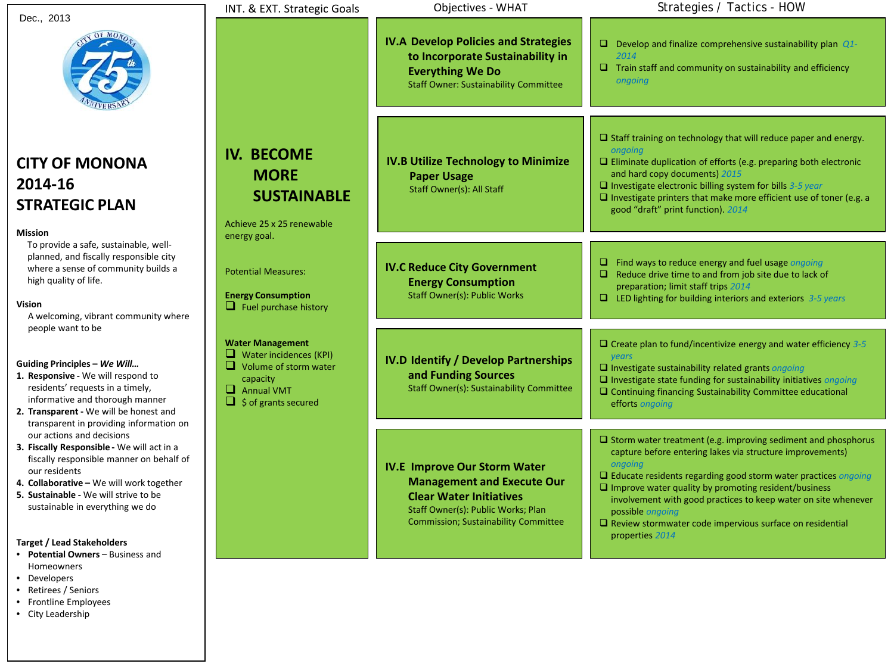Dec., 2013

# CITY OF MONONA 2014-16 STRATEGIC PLAN

**Mission**

To provide a safe, sustainable, well-planned, and fiscally responsible city where a sense of community builds a high quality of life.

**Vision**

A welcoming, vibrant community where people want to be

**Guiding Principles – *We Will…***

1. **Responsive -** We will respond to residents' requests in a timely, informative and thorough manner
2. **Transparent -** We will be honest and transparent in providing information on our actions and decisions
3. **Fiscally Responsible -** We will act in a fiscally responsible manner on behalf of our residents
4. **Collaborative –** We will work together
5. **Sustainable -** We will strive to be sustainable in everything we do

**Target / Lead Stakeholders**

- **Potential Owners** – Business and Homeowners
- Developers
- Retirees / Seniors
- Frontline Employees
- City Leadership

| INT. & EXT. Strategic Goals | Objectives - WHAT | Strategies / Tactics - HOW |
|---|---|---|
| **IV. BECOME MORE SUSTAINABLE**<br><br>Achieve 25 x 25 renewable energy goal.<br><br>Potential Measures:<br><br>**Energy Consumption**<br>❑ Fuel purchase history<br><br>**Water Management**<br>❑ Water incidences (KPI)<br>❑ Volume of storm water capacity<br>❑ Annual VMT<br>❑ $ of grants secured | **IV.A Develop Policies and Strategies to Incorporate Sustainability in Everything We Do**<br>Staff Owner: Sustainability Committee | ❑ Develop and finalize comprehensive sustainability plan *Q1-2014*<br>❑ Train staff and community on sustainability and efficiency *ongoing* |
| | **IV.B Utilize Technology to Minimize Paper Usage**<br>Staff Owner(s): All Staff | ❑ Staff training on technology that will reduce paper and energy. *ongoing*<br>❑ Eliminate duplication of efforts (e.g. preparing both electronic and hard copy documents) *2015*<br>❑ Investigate electronic billing system for bills *3-5 year*<br>❑ Investigate printers that make more efficient use of toner (e.g. a good "draft" print function). *2014* |
| | **IV.C Reduce City Government Energy Consumption**<br>Staff Owner(s): Public Works | ❑ Find ways to reduce energy and fuel usage *ongoing*<br>❑ Reduce drive time to and from job site due to lack of preparation; limit staff trips *2014*<br>❑ LED lighting for building interiors and exteriors *3-5 years* |
| | **IV.D Identify / Develop Partnerships and Funding Sources**<br>Staff Owner(s): Sustainability Committee | ❑ Create plan to fund/incentivize energy and water efficiency *3-5 years*<br>❑ Investigate sustainability related grants *ongoing*<br>❑ Investigate state funding for sustainability initiatives *ongoing*<br>❑ Continuing financing Sustainability Committee educational efforts *ongoing* |
| | **IV.E Improve Our Storm Water Management and Execute Our Clear Water Initiatives**<br>Staff Owner(s): Public Works; Plan Commission; Sustainability Committee | ❑ Storm water treatment (e.g. improving sediment and phosphorus capture before entering lakes via structure improvements) *ongoing*<br>❑ Educate residents regarding good storm water practices *ongoing*<br>❑ Improve water quality by promoting resident/business involvement with good practices to keep water on site whenever possible *ongoing*<br>❑ Review stormwater code impervious surface on residential properties *2014* |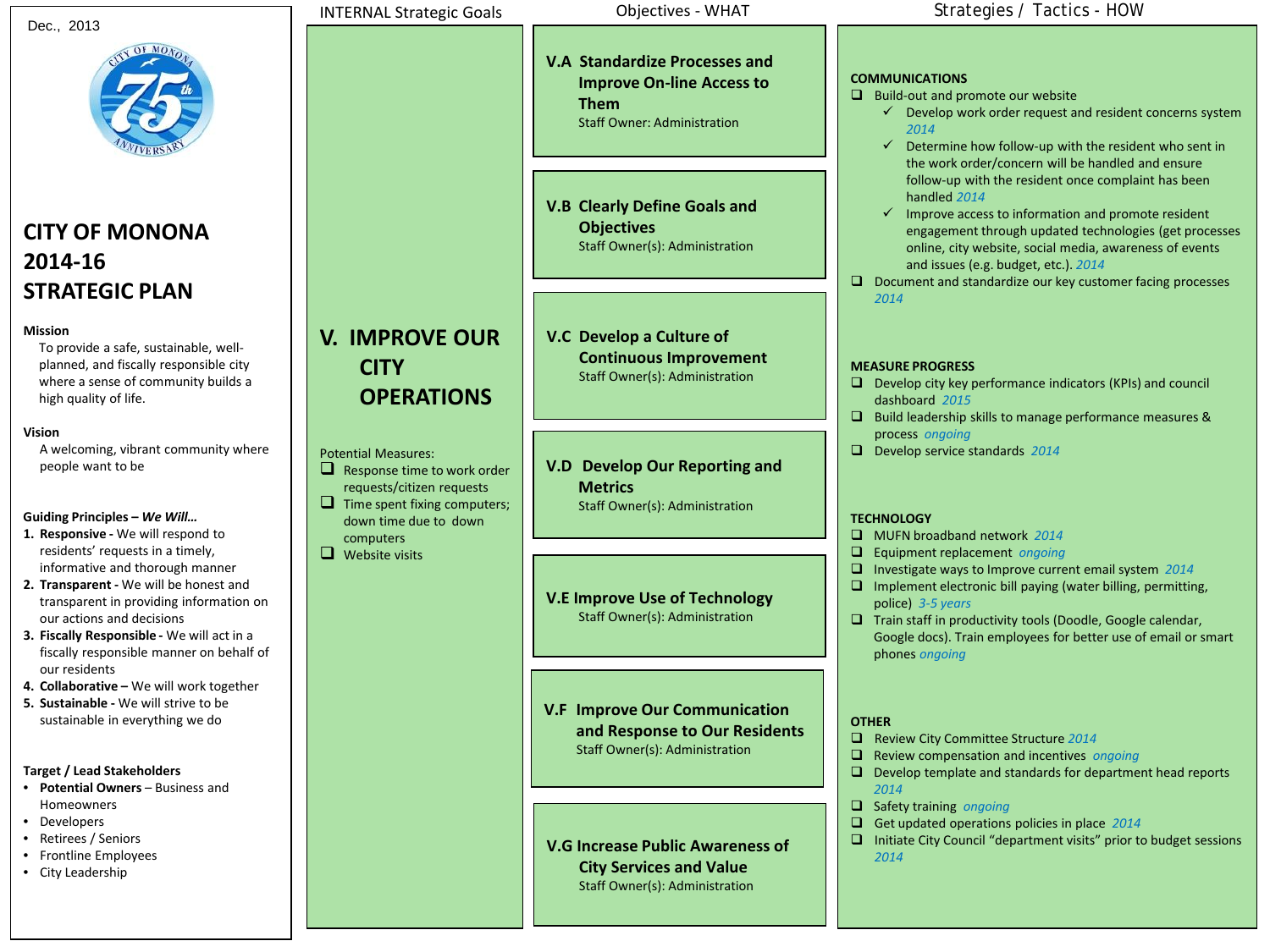Dec., 2013

# CITY OF MONONA 2014-16 STRATEGIC PLAN

**Mission**

To provide a safe, sustainable, well-planned, and fiscally responsible city where a sense of community builds a high quality of life.

**Vision**

A welcoming, vibrant community where people want to be

**Guiding Principles – *We Will…***

1. **Responsive -** We will respond to residents' requests in a timely, informative and thorough manner
2. **Transparent -** We will be honest and transparent in providing information on our actions and decisions
3. **Fiscally Responsible -** We will act in a fiscally responsible manner on behalf of our residents
4. **Collaborative –** We will work together
5. **Sustainable -** We will strive to be sustainable in everything we do

**Target / Lead Stakeholders**

- **Potential Owners** – Business and Homeowners
- Developers
- Retirees / Seniors
- Frontline Employees
- City Leadership

## INTERNAL Strategic Goals

### V. IMPROVE OUR CITY OPERATIONS

Potential Measures:

- ❑ Response time to work order requests/citizen requests
- ❑ Time spent fixing computers; down time due to down computers
- ❑ Website visits

## Objectives - WHAT

**V.A Standardize Processes and Improve On-line Access to Them**
Staff Owner: Administration

**V.B Clearly Define Goals and Objectives**
Staff Owner(s): Administration

**V.C Develop a Culture of Continuous Improvement**
Staff Owner(s): Administration

**V.D Develop Our Reporting and Metrics**
Staff Owner(s): Administration

**V.E Improve Use of Technology**
Staff Owner(s): Administration

**V.F Improve Our Communication and Response to Our Residents**
Staff Owner(s): Administration

**V.G Increase Public Awareness of City Services and Value**
Staff Owner(s): Administration

## Strategies / Tactics - HOW

**COMMUNICATIONS**

- ❑ Build-out and promote our website
  - ✓ Develop work order request and resident concerns system *2014*
  - ✓ Determine how follow-up with the resident who sent in the work order/concern will be handled and ensure follow-up with the resident once complaint has been handled *2014*
  - ✓ Improve access to information and promote resident engagement through updated technologies (get processes online, city website, social media, awareness of events and issues (e.g. budget, etc.). *2014*
- ❑ Document and standardize our key customer facing processes *2014*

**MEASURE PROGRESS**

- ❑ Develop city key performance indicators (KPIs) and council dashboard *2015*
- ❑ Build leadership skills to manage performance measures & process *ongoing*
- ❑ Develop service standards *2014*

**TECHNOLOGY**

- ❑ MUFN broadband network *2014*
- ❑ Equipment replacement *ongoing*
- ❑ Investigate ways to Improve current email system *2014*
- ❑ Implement electronic bill paying (water billing, permitting, police) *3-5 years*
- ❑ Train staff in productivity tools (Doodle, Google calendar, Google docs). Train employees for better use of email or smart phones *ongoing*

**OTHER**

- ❑ Review City Committee Structure *2014*
- ❑ Review compensation and incentives *ongoing*
- ❑ Develop template and standards for department head reports *2014*
- ❑ Safety training *ongoing*
- ❑ Get updated operations policies in place *2014*
- ❑ Initiate City Council "department visits" prior to budget sessions *2014*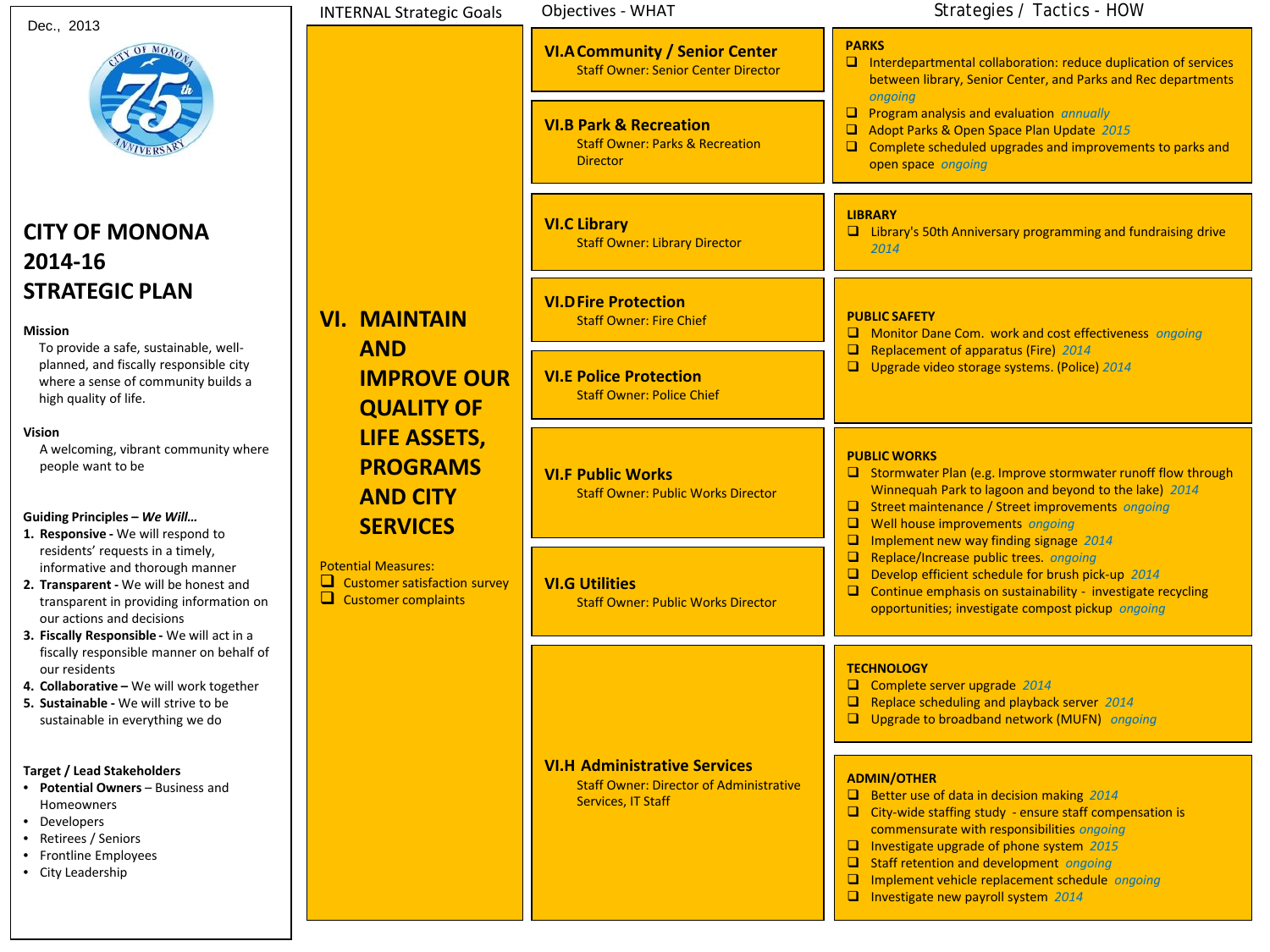Dec., 2013

# CITY OF MONONA 2014-16 STRATEGIC PLAN

**Mission**

To provide a safe, sustainable, well-planned, and fiscally responsible city where a sense of community builds a high quality of life.

**Vision**

A welcoming, vibrant community where people want to be

**Guiding Principles – *We Will…***

1. **Responsive -** We will respond to residents' requests in a timely, informative and thorough manner
2. **Transparent -** We will be honest and transparent in providing information on our actions and decisions
3. **Fiscally Responsible -** We will act in a fiscally responsible manner on behalf of our residents
4. **Collaborative –** We will work together
5. **Sustainable -** We will strive to be sustainable in everything we do

**Target / Lead Stakeholders**

- **Potential Owners** – Business and Homeowners
- Developers
- Retirees / Seniors
- Frontline Employees
- City Leadership

## INTERNAL Strategic Goals

### VI. MAINTAIN AND IMPROVE OUR QUALITY OF LIFE ASSETS, PROGRAMS AND CITY SERVICES

Potential Measures:

- ❑ Customer satisfaction survey
- ❑ Customer complaints

| Objectives - WHAT | Strategies / Tactics - HOW |
|---|---|
| **VI.A Community / Senior Center**<br>Staff Owner: Senior Center Director<br><br>**VI.B Park & Recreation**<br>Staff Owner: Parks & Recreation Director | **PARKS**<br>❑ Interdepartmental collaboration: reduce duplication of services between library, Senior Center, and Parks and Rec departments *ongoing*<br>❑ Program analysis and evaluation *annually*<br>❑ Adopt Parks & Open Space Plan Update *2015*<br>❑ Complete scheduled upgrades and improvements to parks and open space *ongoing* |
| **VI.C Library**<br>Staff Owner: Library Director | **LIBRARY**<br>❑ Library's 50th Anniversary programming and fundraising drive *2014* |
| **VI.D Fire Protection**<br>Staff Owner: Fire Chief<br><br>**VI.E Police Protection**<br>Staff Owner: Police Chief | **PUBLIC SAFETY**<br>❑ Monitor Dane Com. work and cost effectiveness *ongoing*<br>❑ Replacement of apparatus (Fire) *2014*<br>❑ Upgrade video storage systems. (Police) *2014* |
| **VI.F Public Works**<br>Staff Owner: Public Works Director<br><br>**VI.G Utilities**<br>Staff Owner: Public Works Director | **PUBLIC WORKS**<br>❑ Stormwater Plan (e.g. Improve stormwater runoff flow through Winnequah Park to lagoon and beyond to the lake) *2014*<br>❑ Street maintenance / Street improvements *ongoing*<br>❑ Well house improvements *ongoing*<br>❑ Implement new way finding signage *2014*<br>❑ Replace/Increase public trees. *ongoing*<br>❑ Develop efficient schedule for brush pick-up *2014*<br>❑ Continue emphasis on sustainability - investigate recycling opportunities; investigate compost pickup *ongoing* |
| **VI.H Administrative Services**<br>Staff Owner: Director of Administrative Services, IT Staff | **TECHNOLOGY**<br>❑ Complete server upgrade *2014*<br>❑ Replace scheduling and playback server *2014*<br>❑ Upgrade to broadband network (MUFN) *ongoing*<br><br>**ADMIN/OTHER**<br>❑ Better use of data in decision making *2014*<br>❑ City-wide staffing study - ensure staff compensation is commensurate with responsibilities *ongoing*<br>❑ Investigate upgrade of phone system *2015*<br>❑ Staff retention and development *ongoing*<br>❑ Implement vehicle replacement schedule *ongoing*<br>❑ Investigate new payroll system *2014* |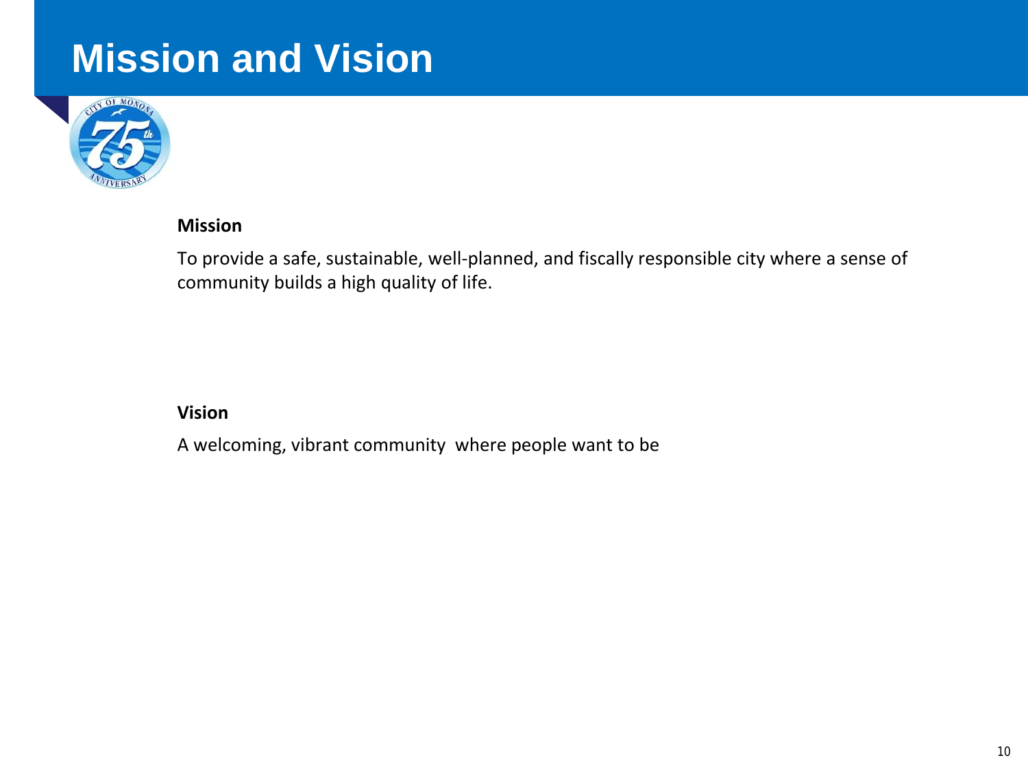# Mission and Vision

**Mission**

To provide a safe, sustainable, well-planned, and fiscally responsible city where a sense of community builds a high quality of life.

**Vision**

A welcoming, vibrant community  where people want to be